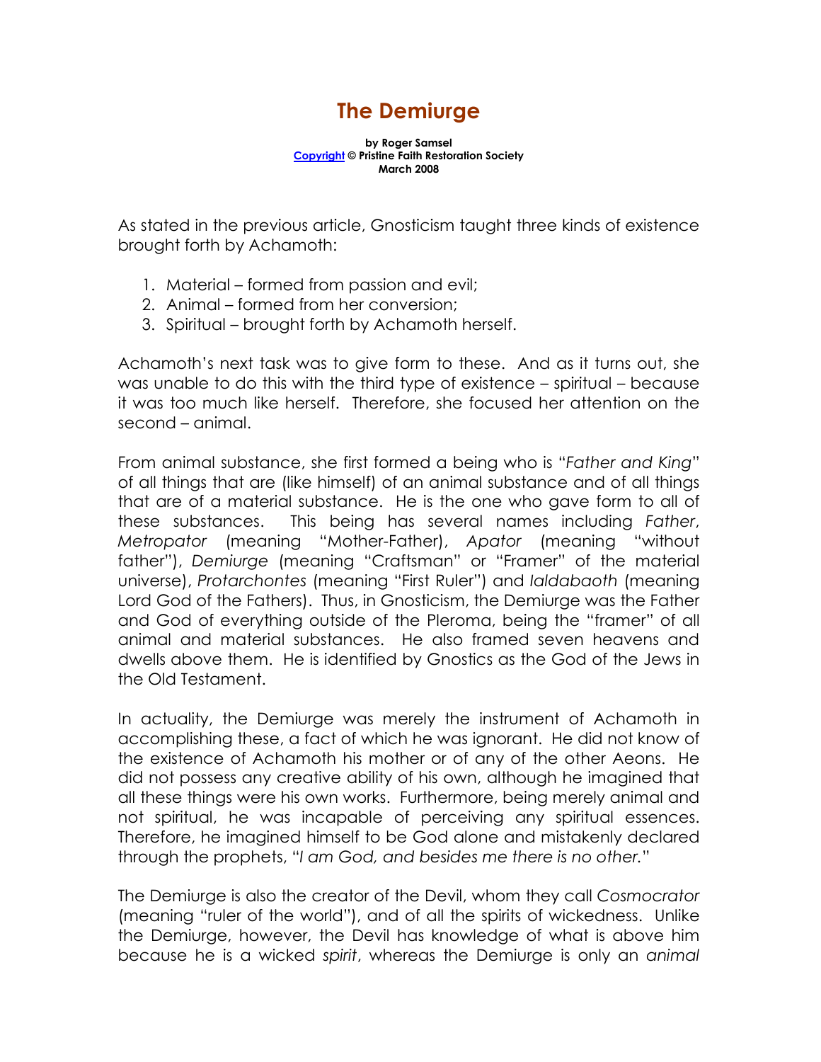# The Demiurge

**by Roger Samsel**
**Copyright © Pristine Faith Restoration Society**
**March 2008**

As stated in the previous article, Gnosticism taught three kinds of existence brought forth by Achamoth:

1. Material – formed from passion and evil;
2. Animal – formed from her conversion;
3. Spiritual – brought forth by Achamoth herself.

Achamoth's next task was to give form to these. And as it turns out, she was unable to do this with the third type of existence – spiritual – because it was too much like herself. Therefore, she focused her attention on the second – animal.

From animal substance, she first formed a being who is "*Father and King*" of all things that are (like himself) of an animal substance and of all things that are of a material substance. He is the one who gave form to all of these substances. This being has several names including *Father*, *Metropator* (meaning "Mother-Father), *Apator* (meaning "without father"), *Demiurge* (meaning "Craftsman" or "Framer" of the material universe), *Protarchontes* (meaning "First Ruler") and *Ialdabaoth* (meaning Lord God of the Fathers). Thus, in Gnosticism, the Demiurge was the Father and God of everything outside of the Pleroma, being the "framer" of all animal and material substances. He also framed seven heavens and dwells above them. He is identified by Gnostics as the God of the Jews in the Old Testament.

In actuality, the Demiurge was merely the instrument of Achamoth in accomplishing these, a fact of which he was ignorant. He did not know of the existence of Achamoth his mother or of any of the other Aeons. He did not possess any creative ability of his own, although he imagined that all these things were his own works. Furthermore, being merely animal and not spiritual, he was incapable of perceiving any spiritual essences. Therefore, he imagined himself to be God alone and mistakenly declared through the prophets, "*I am God, and besides me there is no other.*"

The Demiurge is also the creator of the Devil, whom they call *Cosmocrator* (meaning "ruler of the world"), and of all the spirits of wickedness. Unlike the Demiurge, however, the Devil has knowledge of what is above him because he is a wicked *spirit*, whereas the Demiurge is only an *animal*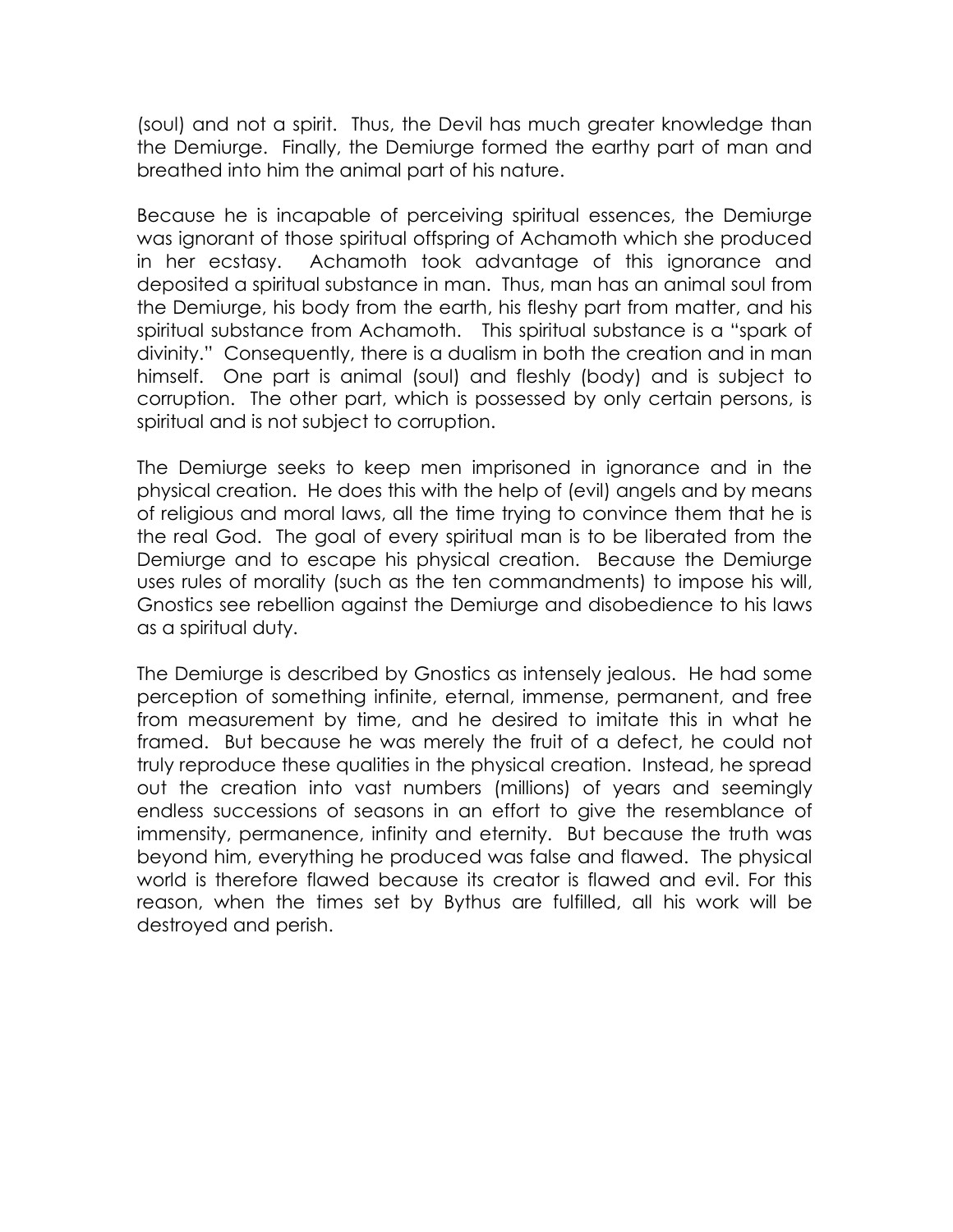(soul) and not a spirit. Thus, the Devil has much greater knowledge than the Demiurge. Finally, the Demiurge formed the earthy part of man and breathed into him the animal part of his nature.

Because he is incapable of perceiving spiritual essences, the Demiurge was ignorant of those spiritual offspring of Achamoth which she produced in her ecstasy. Achamoth took advantage of this ignorance and deposited a spiritual substance in man. Thus, man has an animal soul from the Demiurge, his body from the earth, his fleshy part from matter, and his spiritual substance from Achamoth. This spiritual substance is a "spark of divinity." Consequently, there is a dualism in both the creation and in man himself. One part is animal (soul) and fleshly (body) and is subject to corruption. The other part, which is possessed by only certain persons, is spiritual and is not subject to corruption.

The Demiurge seeks to keep men imprisoned in ignorance and in the physical creation. He does this with the help of (evil) angels and by means of religious and moral laws, all the time trying to convince them that he is the real God. The goal of every spiritual man is to be liberated from the Demiurge and to escape his physical creation. Because the Demiurge uses rules of morality (such as the ten commandments) to impose his will, Gnostics see rebellion against the Demiurge and disobedience to his laws as a spiritual duty.

The Demiurge is described by Gnostics as intensely jealous. He had some perception of something infinite, eternal, immense, permanent, and free from measurement by time, and he desired to imitate this in what he framed. But because he was merely the fruit of a defect, he could not truly reproduce these qualities in the physical creation. Instead, he spread out the creation into vast numbers (millions) of years and seemingly endless successions of seasons in an effort to give the resemblance of immensity, permanence, infinity and eternity. But because the truth was beyond him, everything he produced was false and flawed. The physical world is therefore flawed because its creator is flawed and evil. For this reason, when the times set by Bythus are fulfilled, all his work will be destroyed and perish.